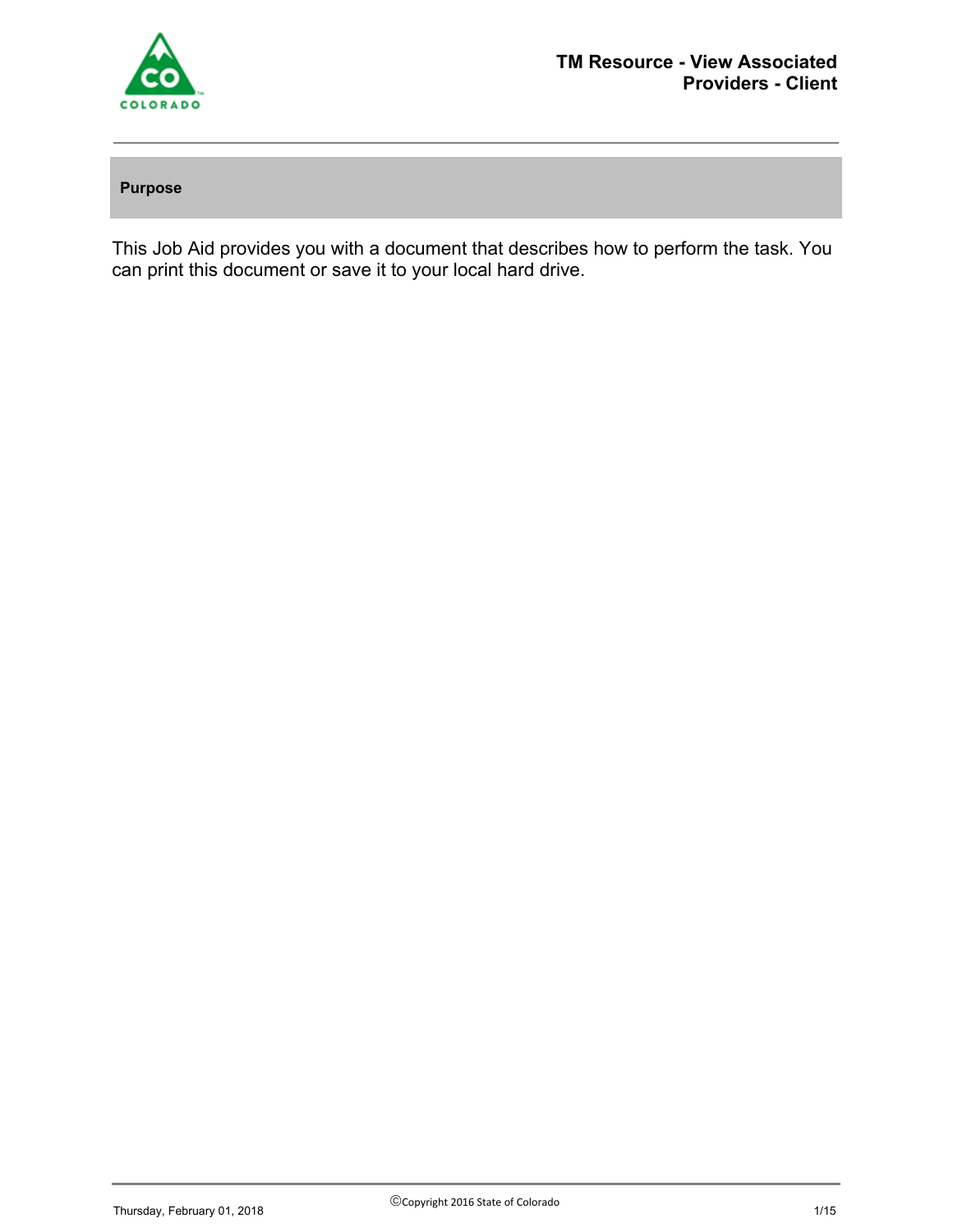# TM Resource - View Associated Providers - Client

## Purpose

This Job Aid provides you with a document that describes how to perform the task. You can print this document or save it to your local hard drive.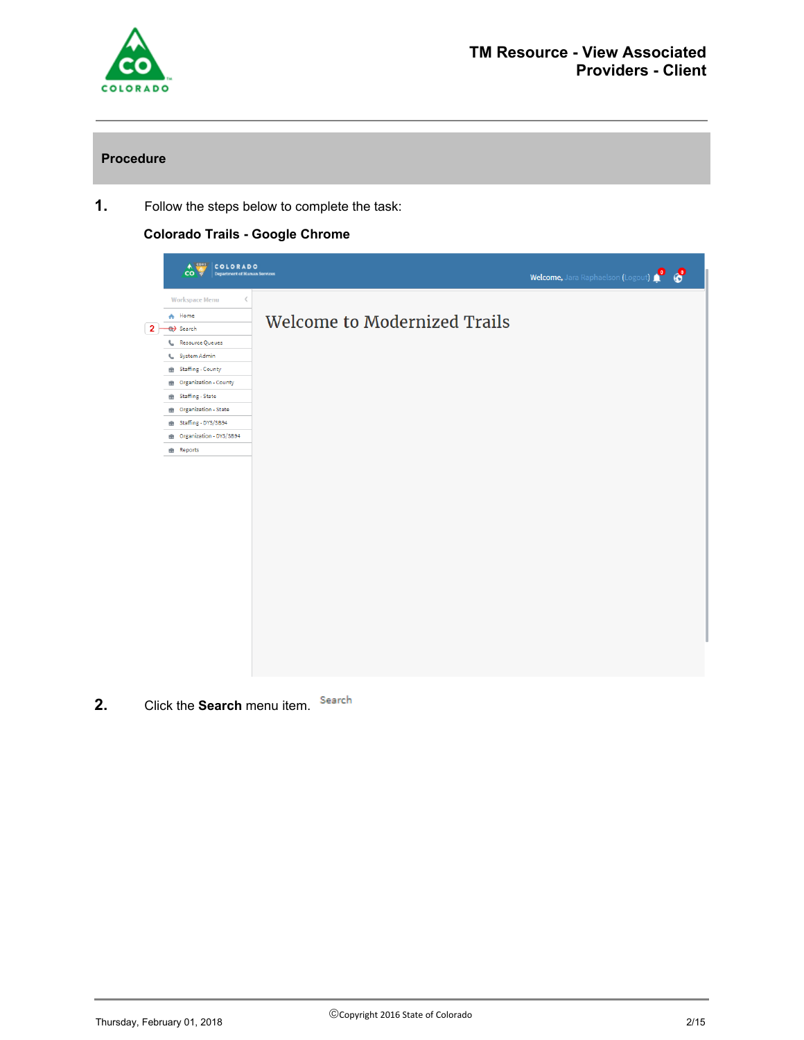## Procedure

**1.** Follow the steps below to complete the task:

**Colorado Trails - Google Chrome**

**2.** Click the **Search** menu item.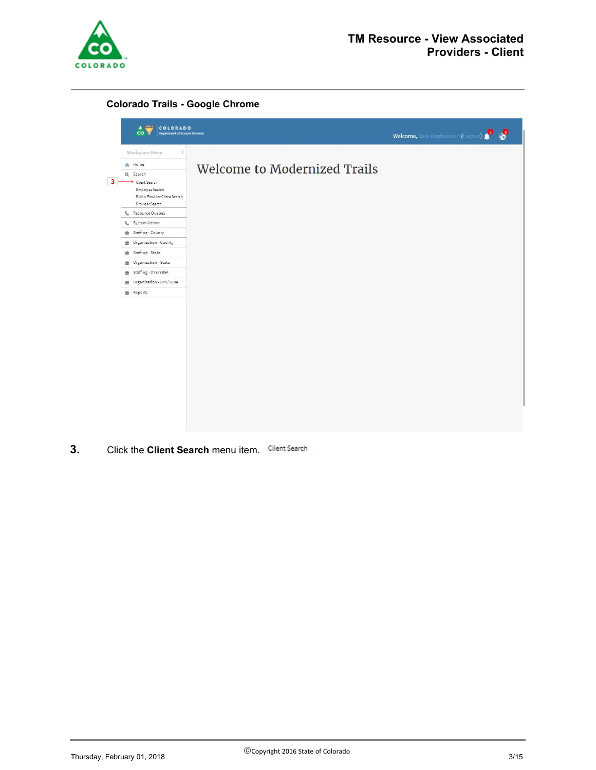**Colorado Trails - Google Chrome**

3. Click the **Client Search** menu item.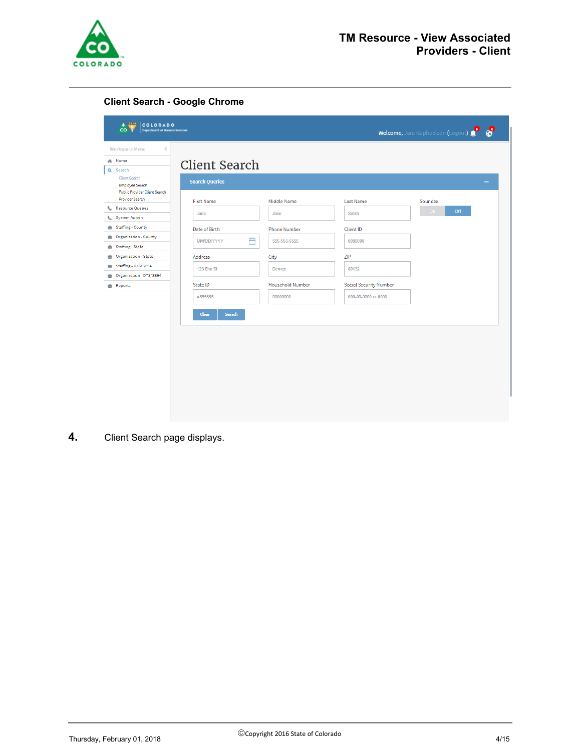**Client Search - Google Chrome**

Welcome, Jara Raphaelson (Logout)

Workspace Menu

- Home
- Search
  - Client Search
  - Employee Search
  - Public Provider Client Search
  - Provider Search
- Resource Queues
- System Admin
- Staffing - County
- Organization - County
- Staffing - State
- Organization - State
- Staffing - DYS/SB94
- Organization - DYS/SB94
- Reports

# Client Search

Search Queries

First Name: Jane
Middle Name: Jane
Last Name: Smith
Soundex: On / Off
Date of Birth: MM/DD/YYYY
Phone Number: 555-555-5555
Client ID: 0000000
Address: 123 Elm St
City: Denver
ZIP: 80132
State ID: A555555
Household Number: 00000000
Social Security Number: 000-00-0000 or 0000

Clear | Search

**4.** Client Search page displays.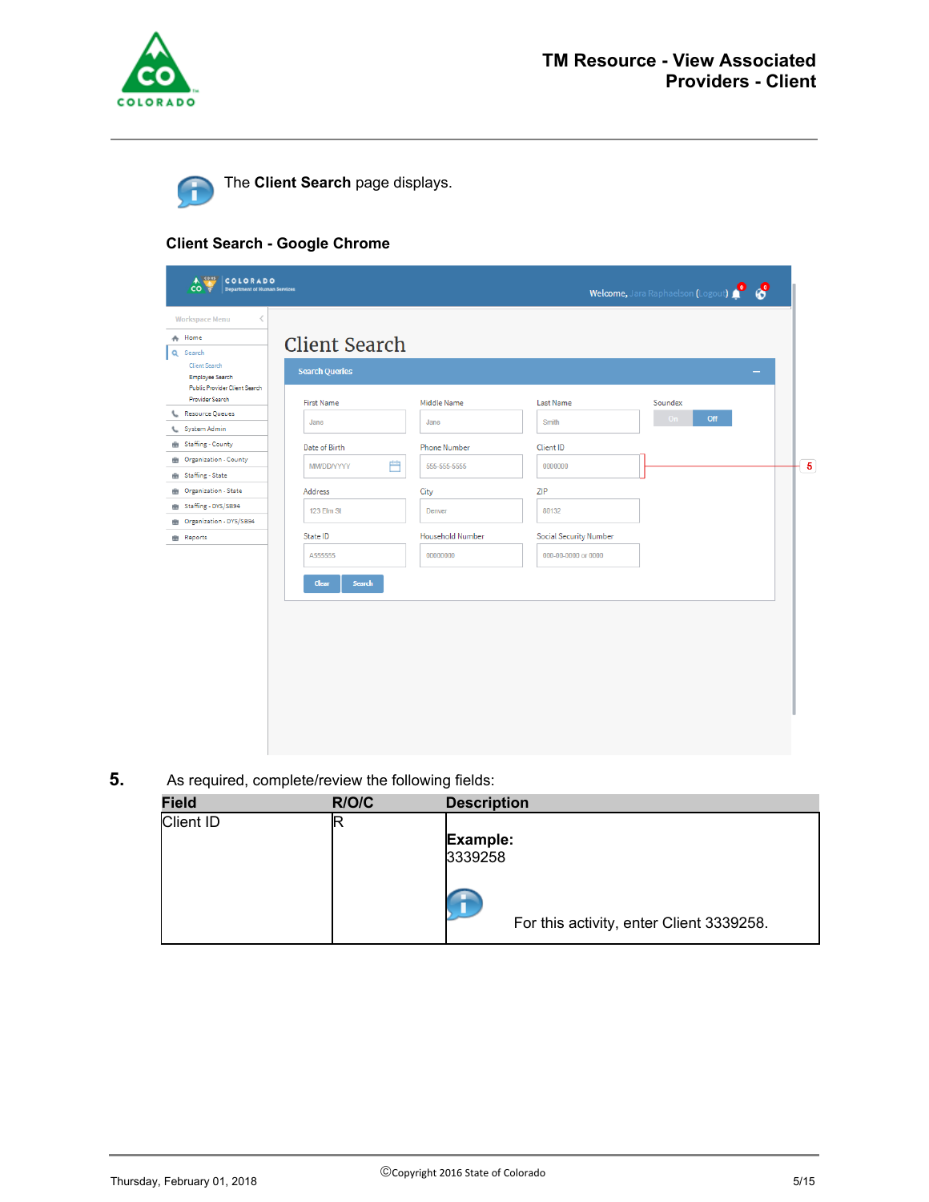The **Client Search** page displays.

**Client Search - Google Chrome**

**5.** As required, complete/review the following fields:

| Field | R/O/C | Description |
|---|---|---|
| Client ID | R | **Example:** 3339258<br><br>For this activity, enter Client 3339258. |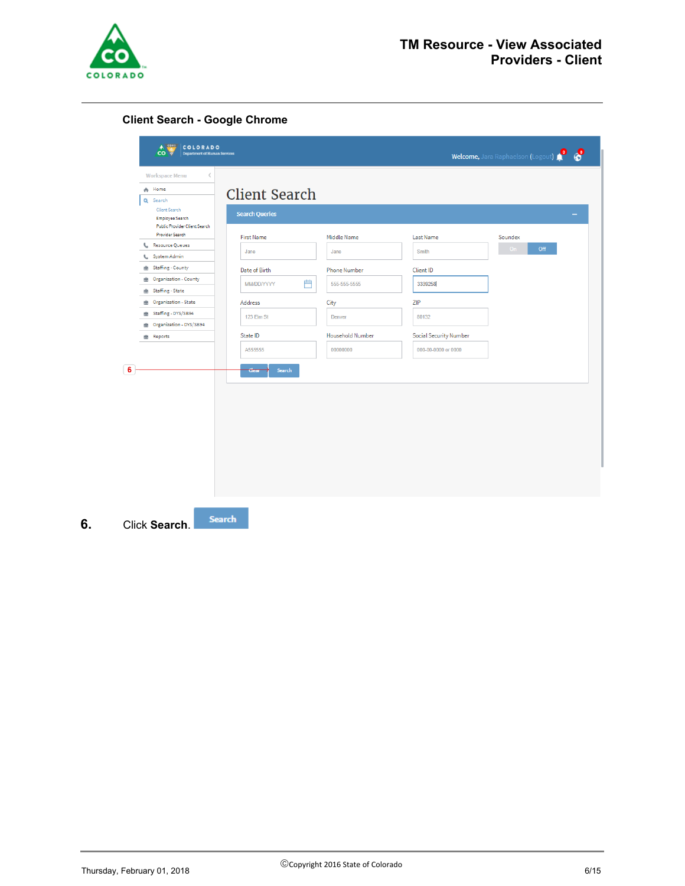**Client Search - Google Chrome**

**6.** Click **Search**.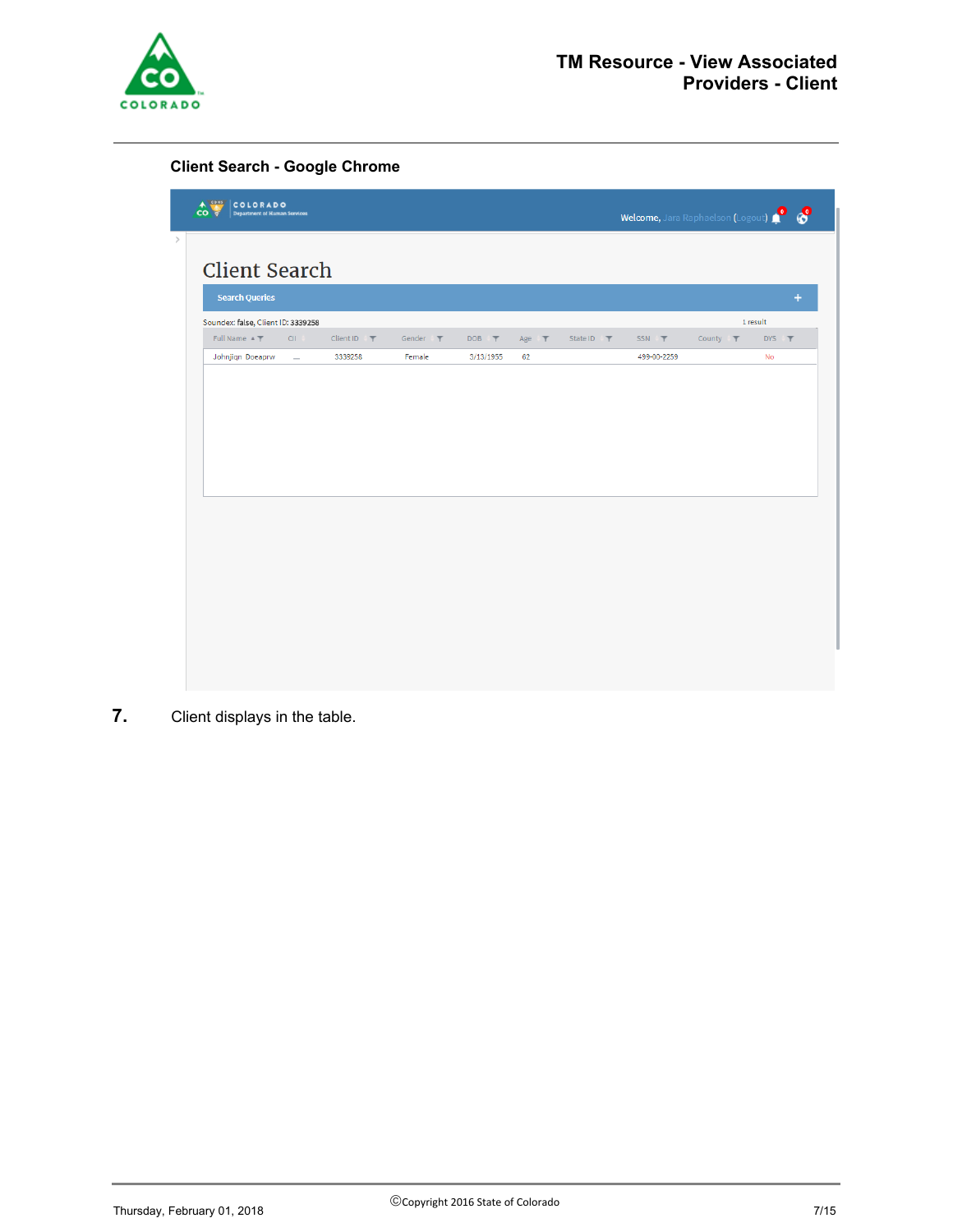**Client Search - Google Chrome**

Welcome, Jara Raphaelson (Logout)

# Client Search

Search Queries

Soundex: false, Client ID: 3339258

1 result

| Full Name | CII | Client ID | Gender | DOB | Age | State ID | SSN | County | DYS |
|---|---|---|---|---|---|---|---|---|---|
| Johnjiqn Doeaprw | ... | 3339258 | Female | 3/13/1955 | 62 | | 499-00-2259 | | No |

**7.** Client displays in the table.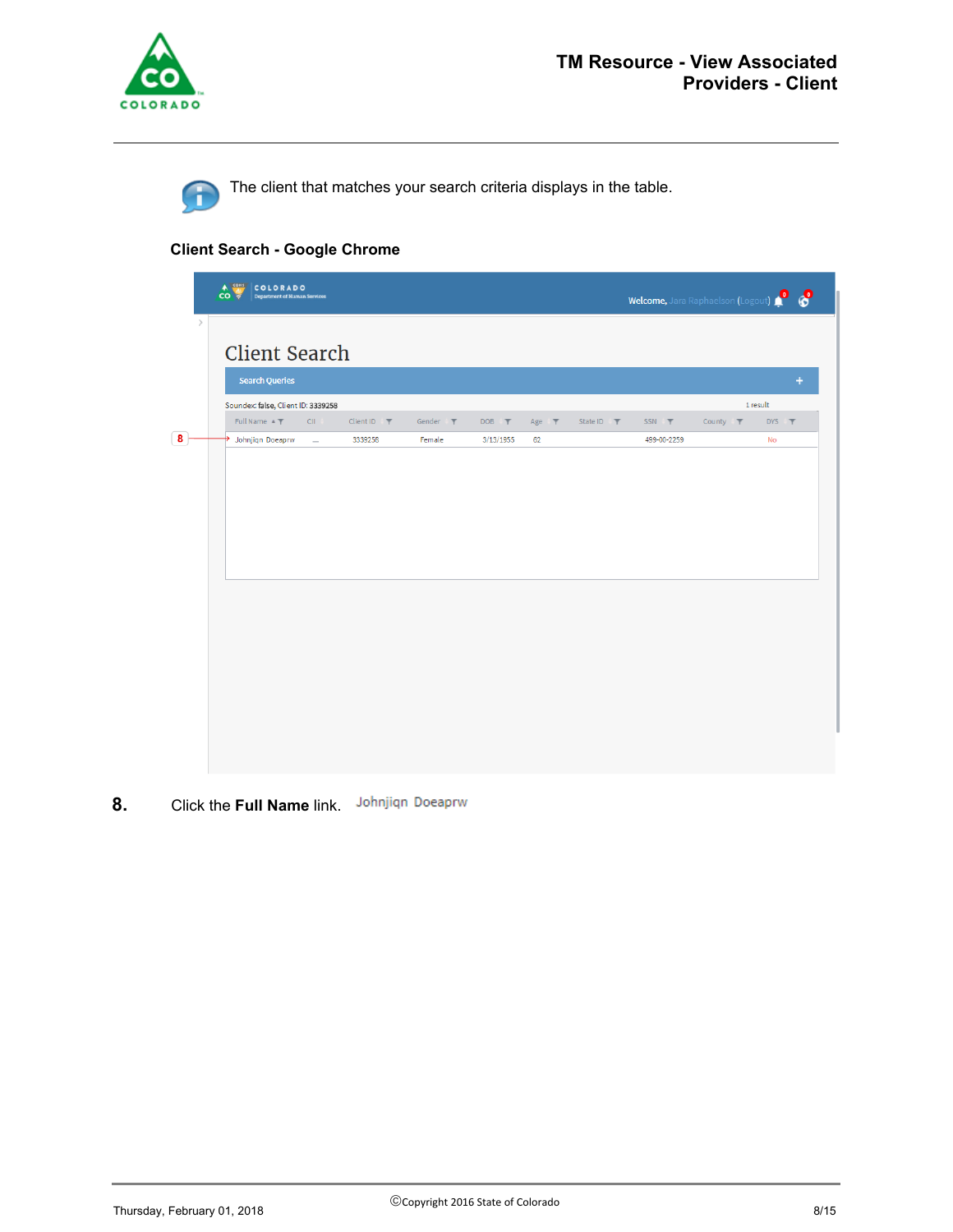The client that matches your search criteria displays in the table.

**Client Search - Google Chrome**

Welcome, Jora Raphaelson (Logout)

Client Search

Search Queries

Soundex: false, Client ID: 3339258

1 result

| Full Name | CII | Client ID | Gender | DOB | Age | State ID | SSN | County | DYS |
|---|---|---|---|---|---|---|---|---|---|
| Johnjiqn Doeaprw | — | 3339258 | Female | 3/13/1955 | 62 | | 499-00-2259 | | No |

8

**8.** Click the **Full Name** link. Johnjiqn Doeaprw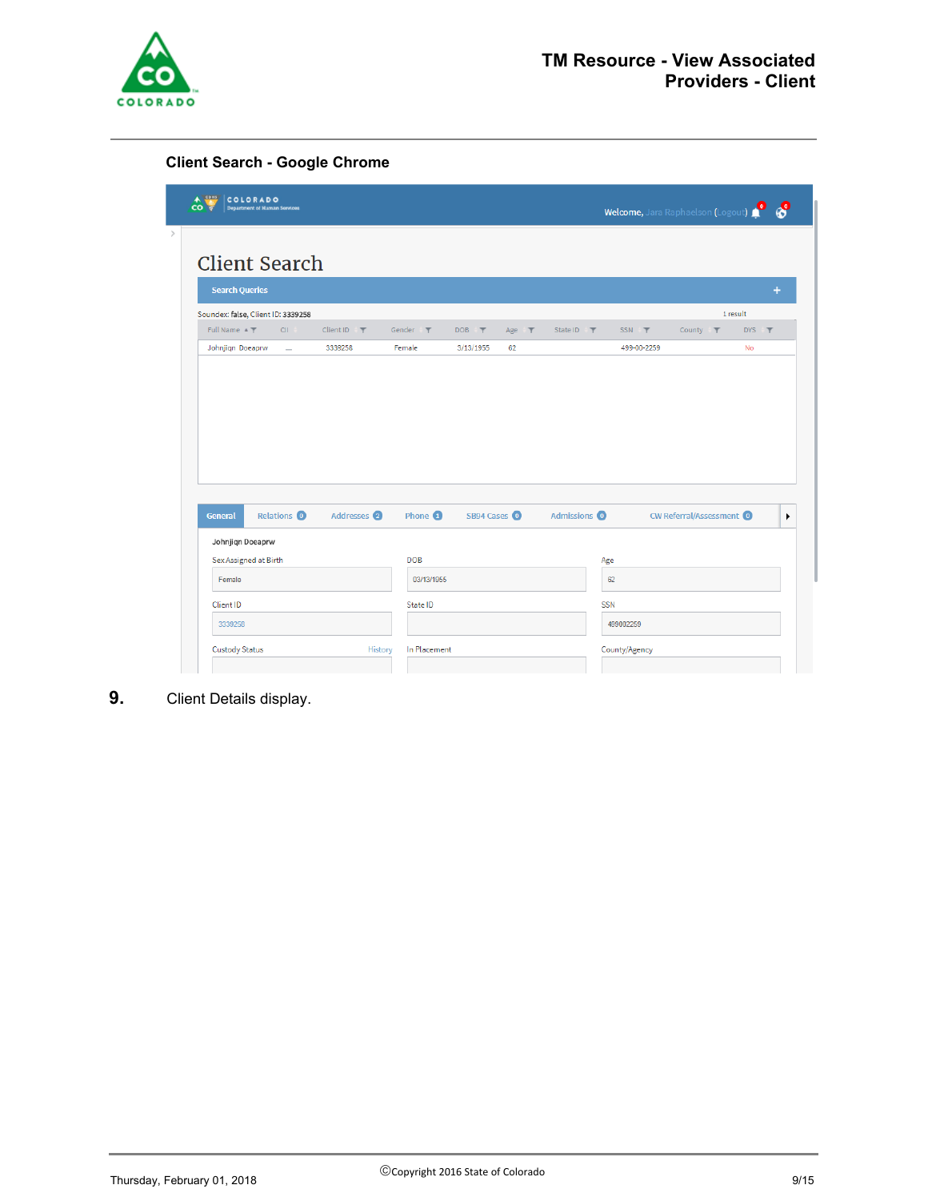**Client Search - Google Chrome**

Welcome, Jara Raphaelson (Logout)

# Client Search

Search Queries

Soundex: false, Client ID: 3339258

1 result

| Full Name | CII | Client ID | Gender | DOB | Age | State ID | SSN | County | DYS |
|---|---|---|---|---|---|---|---|---|---|
| Johnjiqn Doeaprw | — | 3339258 | Female | 3/13/1955 | 62 | | 499-00-2259 | | No |

General | Relations 0 | Addresses 2 | Phone 1 | SB94 Cases 0 | Admissions 0 | CW Referral/Assessment 0

Johnjiqn Doeaprw

Sex Assigned at Birth: Female

DOB: 03/13/1955

Age: 62

Client ID: 3339258

State ID:

SSN: 499002259

Custody Status — History

In Placement

County/Agency

**9.** Client Details display.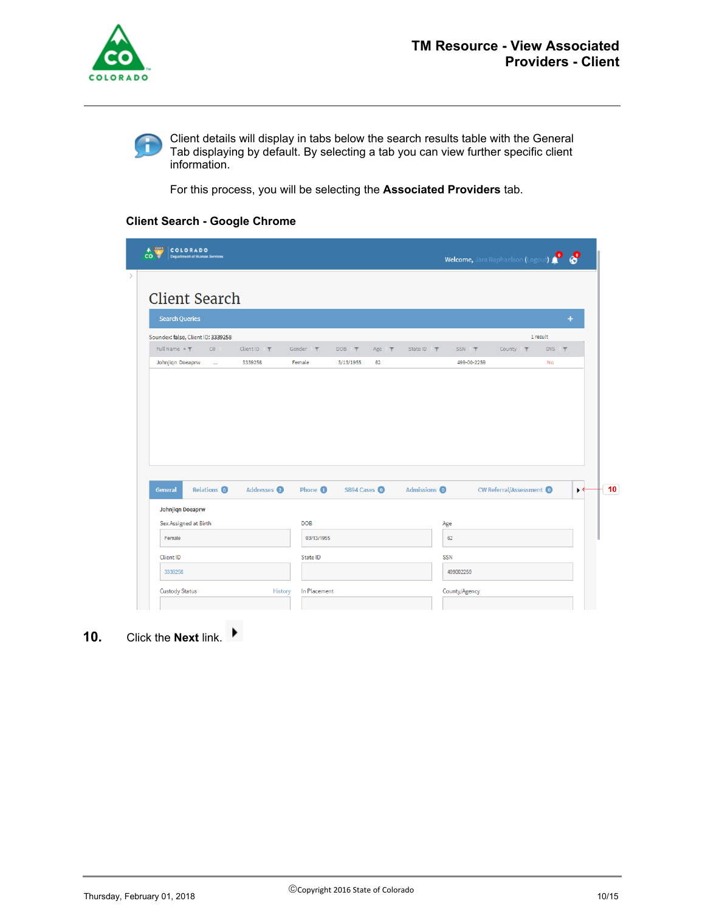Client details will display in tabs below the search results table with the General Tab displaying by default. By selecting a tab you can view further specific client information.

For this process, you will be selecting the **Associated Providers** tab.

**Client Search - Google Chrome**

**10.** Click the **Next** link.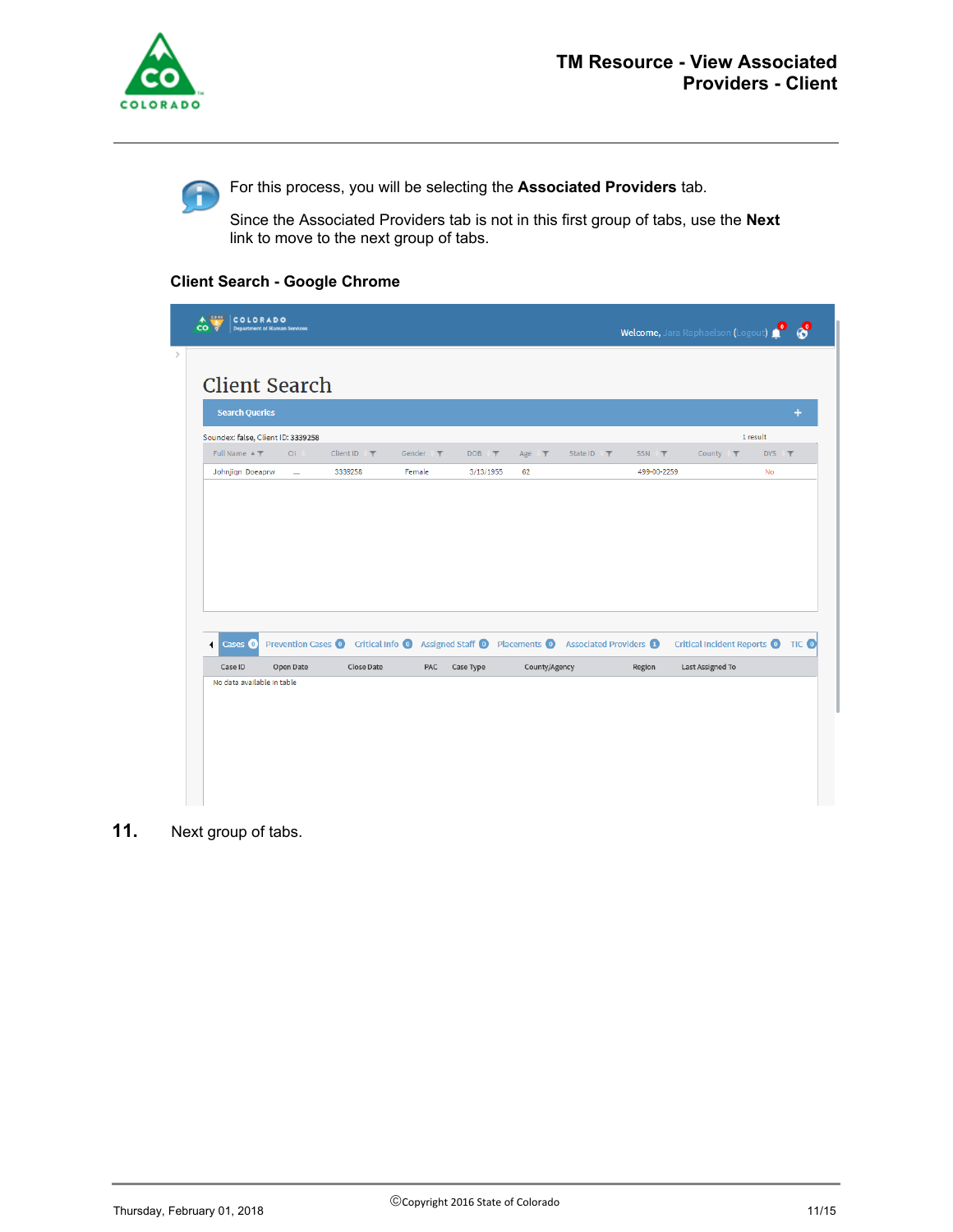For this process, you will be selecting the **Associated Providers** tab.

Since the Associated Providers tab is not in this first group of tabs, use the **Next** link to move to the next group of tabs.

**Client Search - Google Chrome**

**11.** Next group of tabs.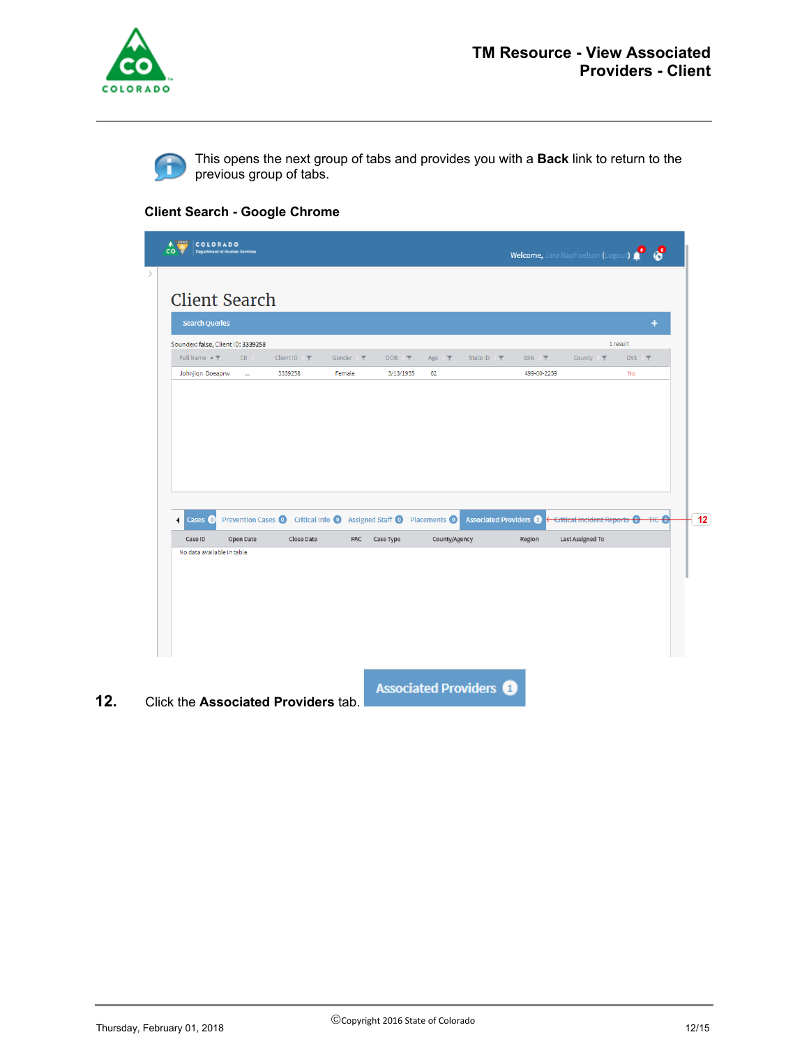This opens the next group of tabs and provides you with a **Back** link to return to the previous group of tabs.

**Client Search - Google Chrome**

12. Click the **Associated Providers** tab.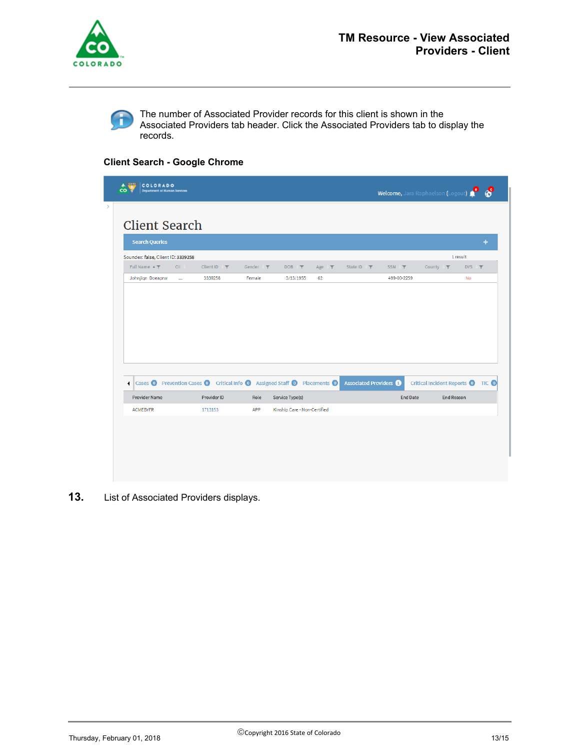The number of Associated Provider records for this client is shown in the Associated Providers tab header. Click the Associated Providers tab to display the records.

**Client Search - Google Chrome**

**13.** List of Associated Providers displays.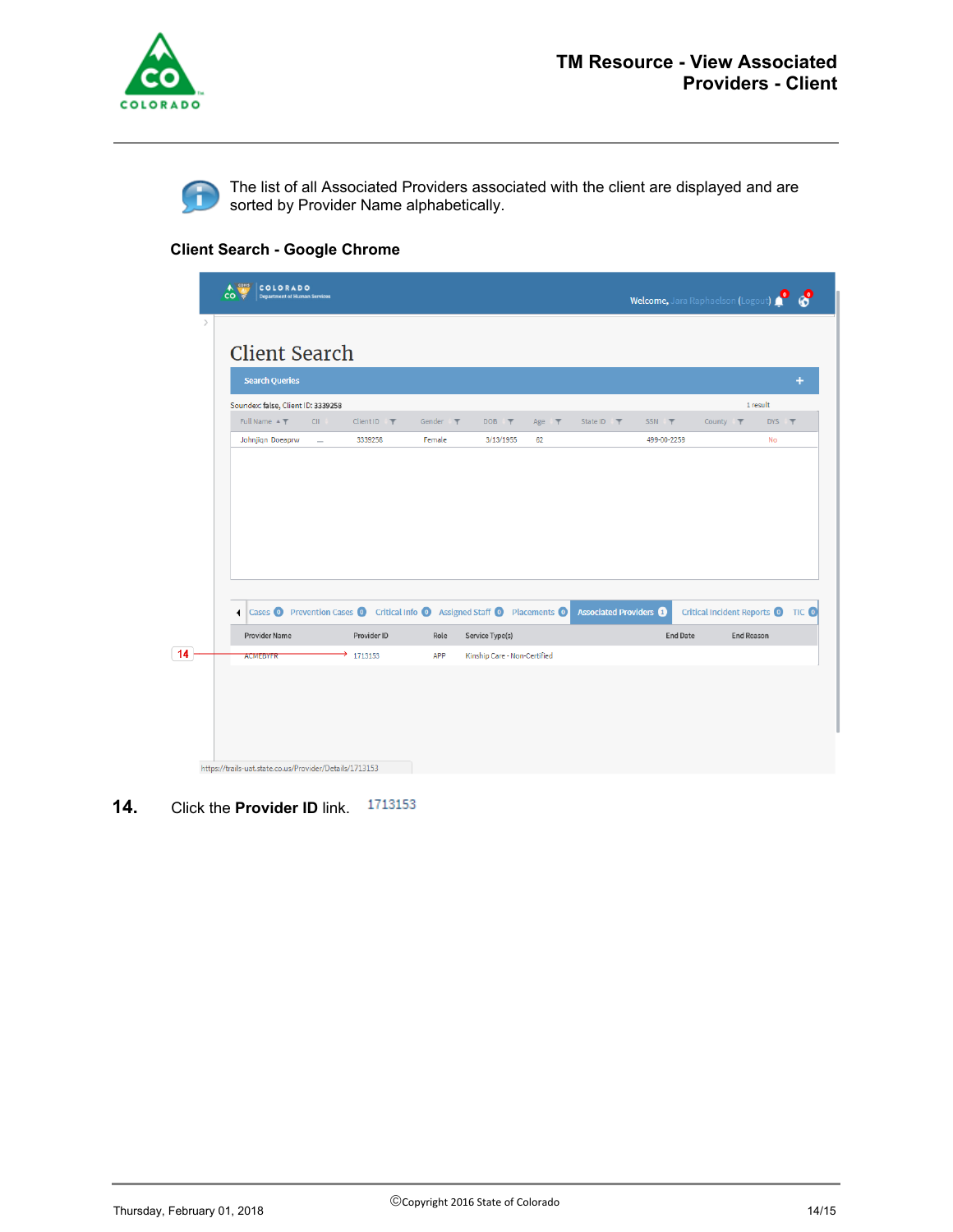The list of all Associated Providers associated with the client are displayed and are sorted by Provider Name alphabetically.

**Client Search - Google Chrome**

Welcome, Jara Raphaelson (Logout)

# Client Search

Search Queries

Soundex: false, Client ID: 3339258

1 result

| Full Name | CII | Client ID | Gender | DOB | Age | State ID | SSN | County | DYS |
|---|---|---|---|---|---|---|---|---|---|
| Johnjign Doeaprw | ... | 3339258 | Female | 3/13/1955 | 62 | | 499-00-2259 | | No |

Cases 0 | Prevention Cases 0 | Critical Info 0 | Assigned Staff 0 | Placements 0 | Associated Providers 1 | Critical Incident Reports 0 | TIC 0

| Provider Name | Provider ID | Role | Service Type(s) | End Date | End Reason |
|---|---|---|---|---|---|
| ACMEBYFR | 1713153 | APP | Kinship Care - Non-Certified | | |

14

https://trails-uat.state.co.us/Provider/Details/1713153

**14.** Click the **Provider ID** link. 1713153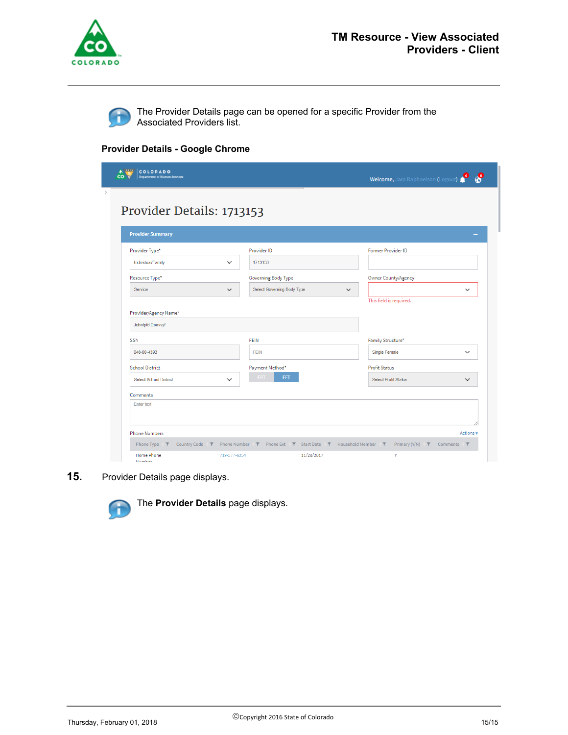The Provider Details page can be opened for a specific Provider from the Associated Providers list.

**Provider Details - Google Chrome**

Welcome, Jara Raphaelson (Logout)

# Provider Details: 1713153

**Provider Summary**

Provider Type*: Individual/Family

Provider ID: 1713153

Former Provider ID

Resource Type*: Service

Governing Body Type: Select Governing Body Type

Owner County/Agency

This field is required.

Provider/Agency Name*: Johnpfd Doevvyf

SSN: 048-00-4393

FEIN: FEIN

Family Structure*: Single Female

School District: Select School District

Payment Method*: EBT EFT

Profit Status: Select Profit Status

Comments: Enter text

Phone Numbers

Actions

| Phone Type | Country Code | Phone Number | Phone Ext | Start Date | Household Member | Primary (Y/N) | Comments |
|---|---|---|---|---|---|---|---|
| Home Phone Number | | 719-377-6254 | | 11/28/2017 | | Y | |

**15.** Provider Details page displays.

The **Provider Details** page displays.